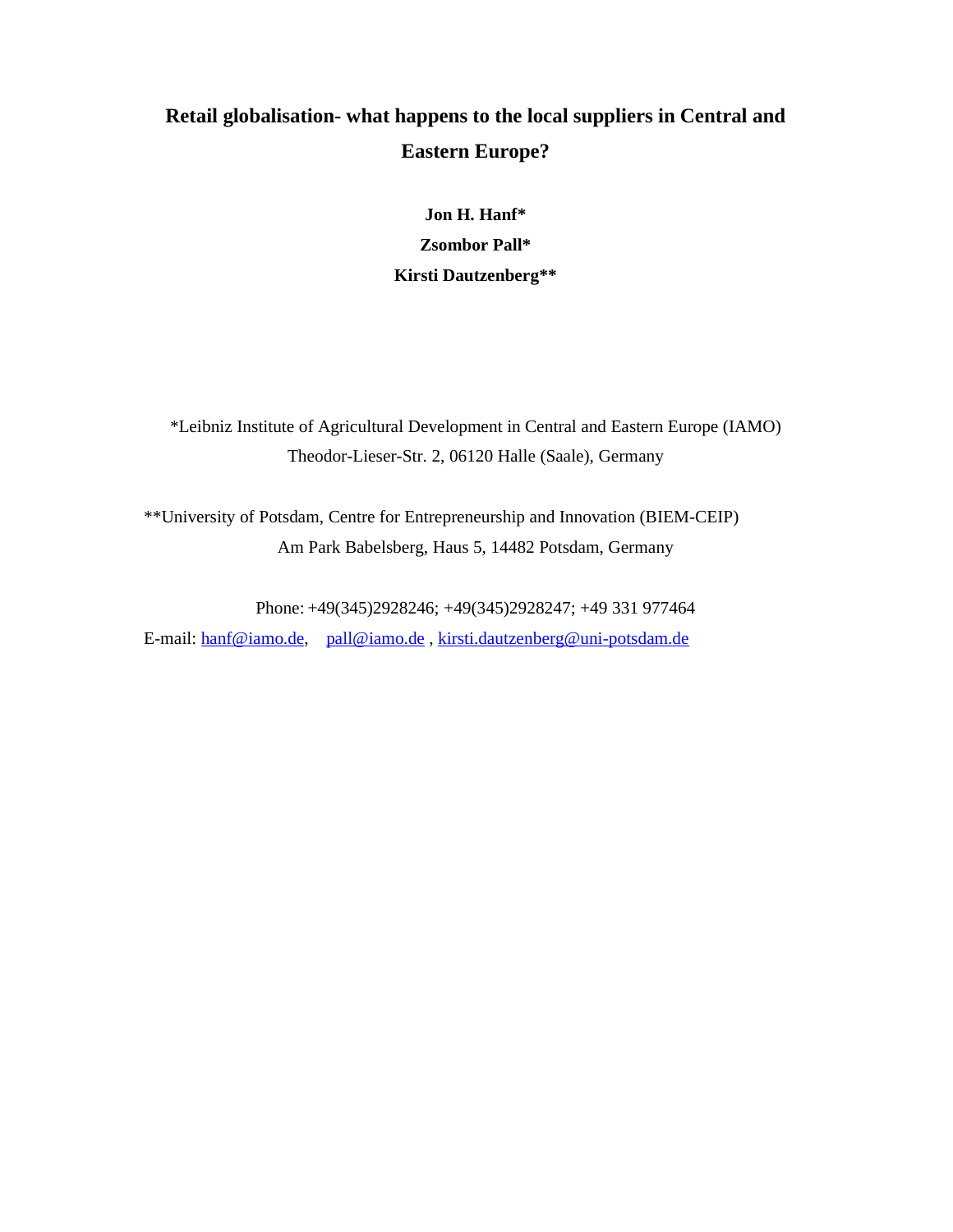# Retail globalisation- what happens to the local suppliers in Central and Eastern Europe?

**Jon H. Hanf***

**Zsombor Pall***

**Kirsti Dautzenberg****

*Leibniz Institute of Agricultural Development in Central and Eastern Europe (IAMO)
Theodor-Lieser-Str. 2, 06120 Halle (Saale), Germany

**University of Potsdam, Centre for Entrepreneurship and Innovation (BIEM-CEIP)
Am Park Babelsberg, Haus 5, 14482 Potsdam, Germany

Phone: +49(345)2928246; +49(345)2928247; +49 331 977464

E-mail: hanf@iamo.de, pall@iamo.de , kirsti.dautzenberg@uni-potsdam.de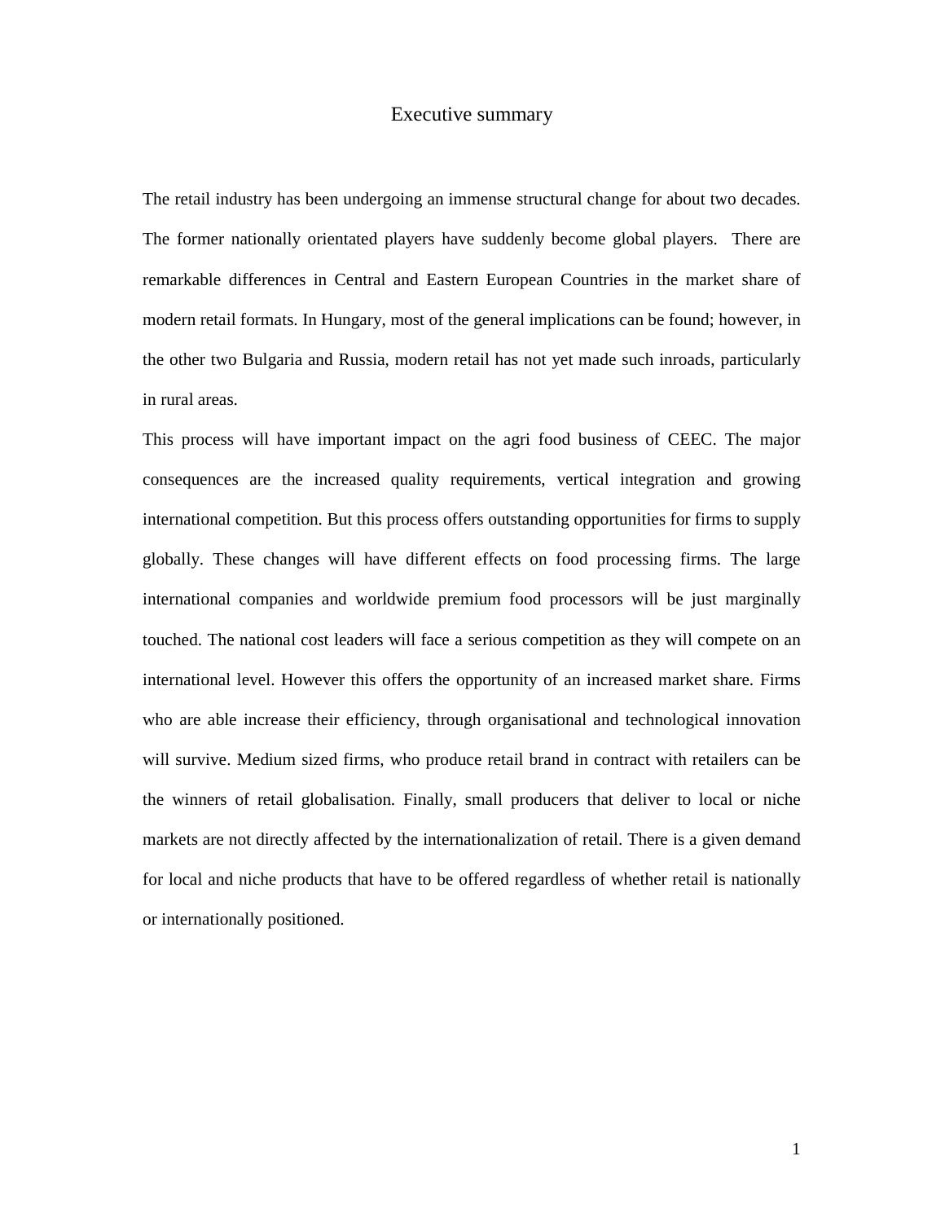# Executive summary

The retail industry has been undergoing an immense structural change for about two decades. The former nationally orientated players have suddenly become global players. There are remarkable differences in Central and Eastern European Countries in the market share of modern retail formats. In Hungary, most of the general implications can be found; however, in the other two Bulgaria and Russia, modern retail has not yet made such inroads, particularly in rural areas.

This process will have important impact on the agri food business of CEEC. The major consequences are the increased quality requirements, vertical integration and growing international competition. But this process offers outstanding opportunities for firms to supply globally. These changes will have different effects on food processing firms. The large international companies and worldwide premium food processors will be just marginally touched. The national cost leaders will face a serious competition as they will compete on an international level. However this offers the opportunity of an increased market share. Firms who are able increase their efficiency, through organisational and technological innovation will survive. Medium sized firms, who produce retail brand in contract with retailers can be the winners of retail globalisation. Finally, small producers that deliver to local or niche markets are not directly affected by the internationalization of retail. There is a given demand for local and niche products that have to be offered regardless of whether retail is nationally or internationally positioned.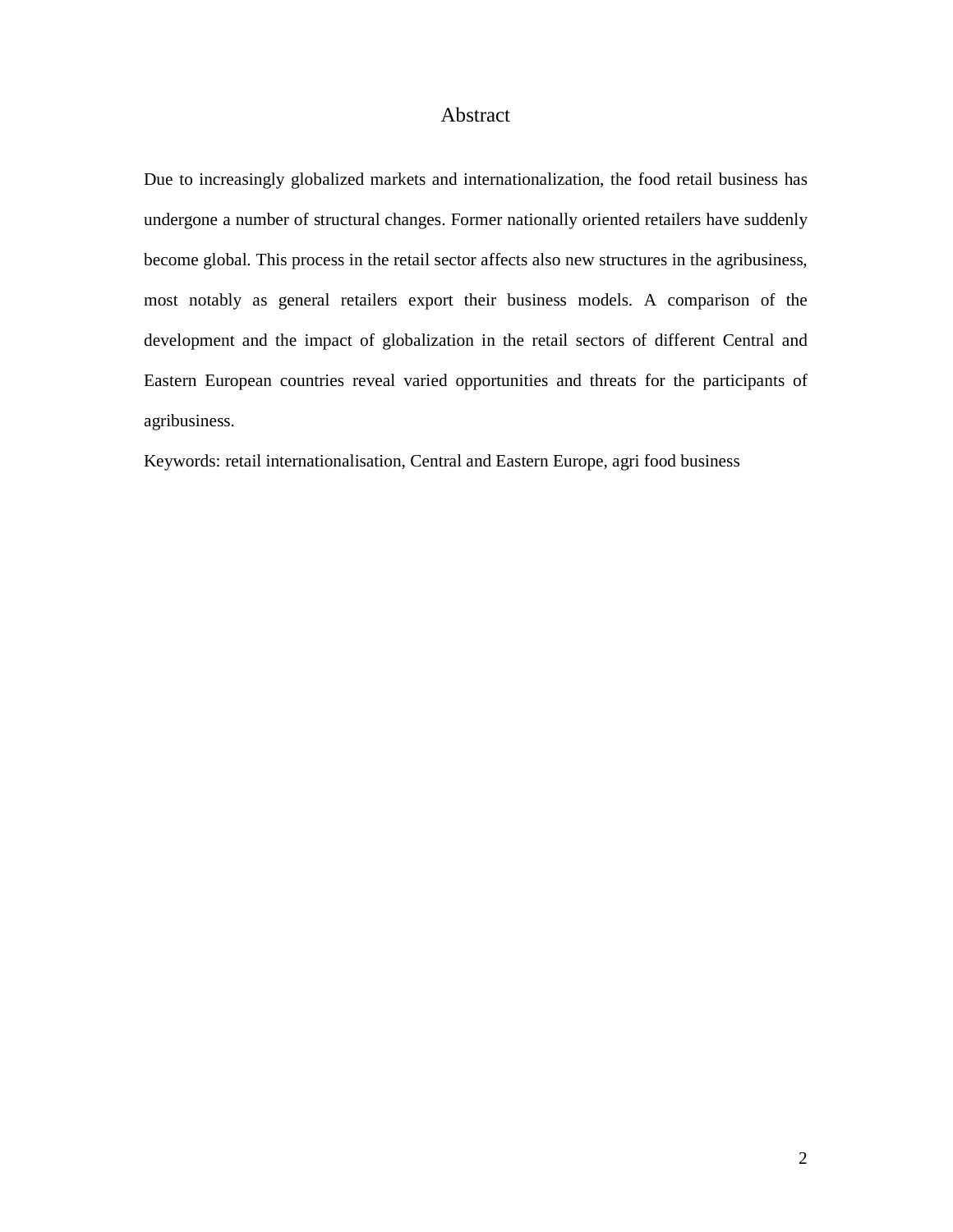# Abstract

Due to increasingly globalized markets and internationalization, the food retail business has undergone a number of structural changes. Former nationally oriented retailers have suddenly become global. This process in the retail sector affects also new structures in the agribusiness, most notably as general retailers export their business models. A comparison of the development and the impact of globalization in the retail sectors of different Central and Eastern European countries reveal varied opportunities and threats for the participants of agribusiness.

Keywords: retail internationalisation, Central and Eastern Europe, agri food business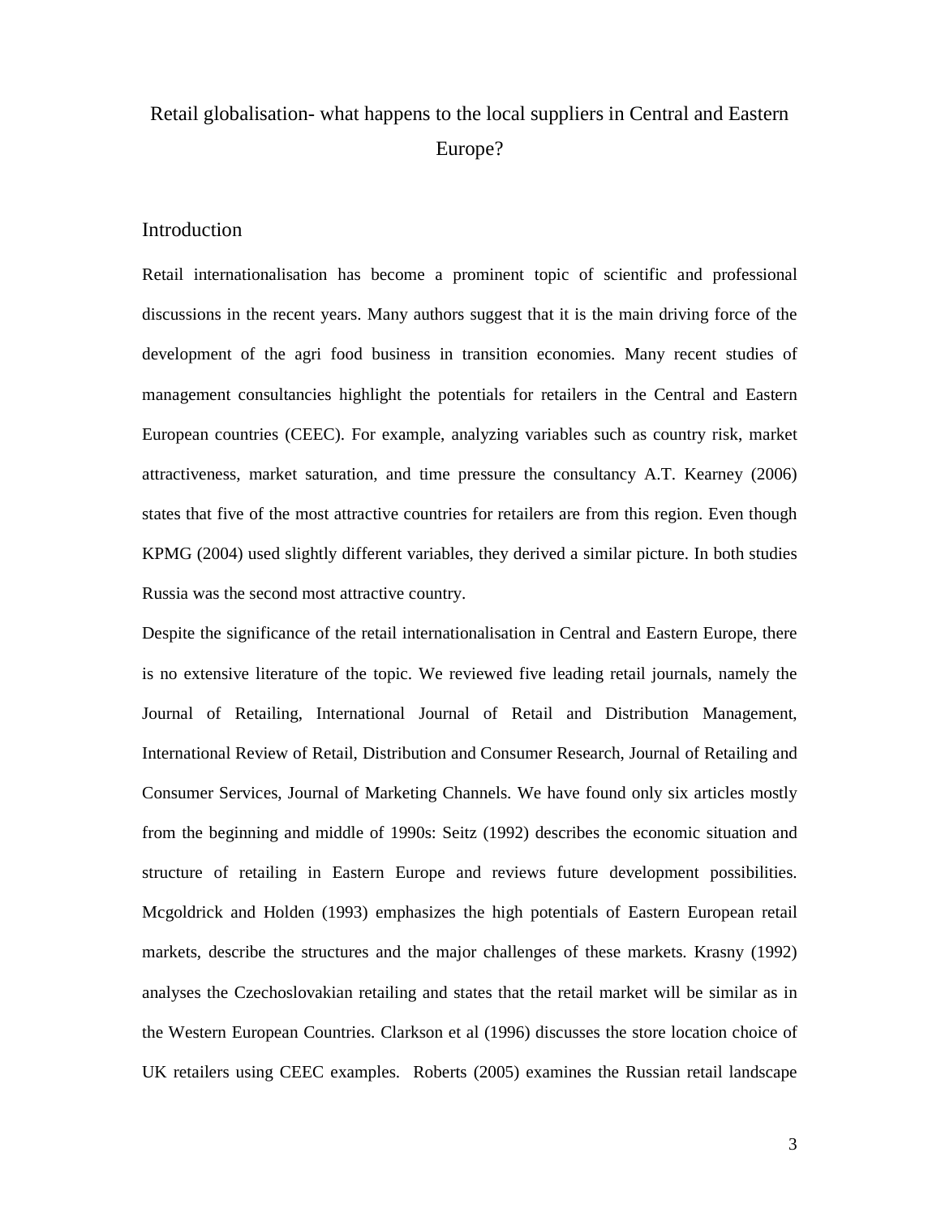# Retail globalisation- what happens to the local suppliers in Central and Eastern Europe?

## Introduction

Retail internationalisation has become a prominent topic of scientific and professional discussions in the recent years. Many authors suggest that it is the main driving force of the development of the agri food business in transition economies. Many recent studies of management consultancies highlight the potentials for retailers in the Central and Eastern European countries (CEEC). For example, analyzing variables such as country risk, market attractiveness, market saturation, and time pressure the consultancy A.T. Kearney (2006) states that five of the most attractive countries for retailers are from this region. Even though KPMG (2004) used slightly different variables, they derived a similar picture. In both studies Russia was the second most attractive country.

Despite the significance of the retail internationalisation in Central and Eastern Europe, there is no extensive literature of the topic. We reviewed five leading retail journals, namely the Journal of Retailing, International Journal of Retail and Distribution Management, International Review of Retail, Distribution and Consumer Research, Journal of Retailing and Consumer Services, Journal of Marketing Channels. We have found only six articles mostly from the beginning and middle of 1990s: Seitz (1992) describes the economic situation and structure of retailing in Eastern Europe and reviews future development possibilities. Mcgoldrick and Holden (1993) emphasizes the high potentials of Eastern European retail markets, describe the structures and the major challenges of these markets. Krasny (1992) analyses the Czechoslovakian retailing and states that the retail market will be similar as in the Western European Countries. Clarkson et al (1996) discusses the store location choice of UK retailers using CEEC examples. Roberts (2005) examines the Russian retail landscape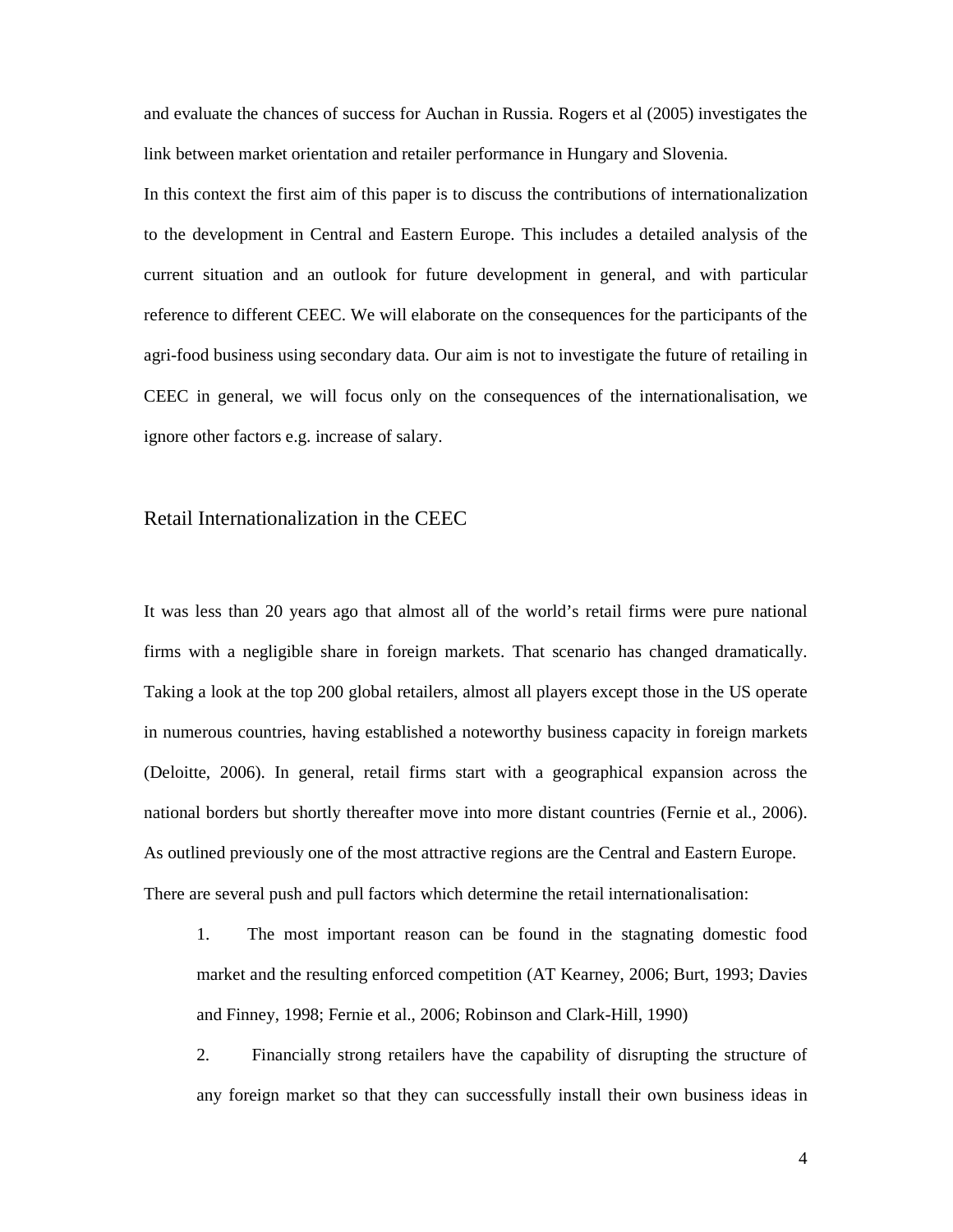and evaluate the chances of success for Auchan in Russia. Rogers et al (2005) investigates the link between market orientation and retailer performance in Hungary and Slovenia.

In this context the first aim of this paper is to discuss the contributions of internationalization to the development in Central and Eastern Europe. This includes a detailed analysis of the current situation and an outlook for future development in general, and with particular reference to different CEEC. We will elaborate on the consequences for the participants of the agri-food business using secondary data. Our aim is not to investigate the future of retailing in CEEC in general, we will focus only on the consequences of the internationalisation, we ignore other factors e.g. increase of salary.

## Retail Internationalization in the CEEC

It was less than 20 years ago that almost all of the world's retail firms were pure national firms with a negligible share in foreign markets. That scenario has changed dramatically. Taking a look at the top 200 global retailers, almost all players except those in the US operate in numerous countries, having established a noteworthy business capacity in foreign markets (Deloitte, 2006). In general, retail firms start with a geographical expansion across the national borders but shortly thereafter move into more distant countries (Fernie et al., 2006). As outlined previously one of the most attractive regions are the Central and Eastern Europe.

There are several push and pull factors which determine the retail internationalisation:

1. The most important reason can be found in the stagnating domestic food market and the resulting enforced competition (AT Kearney, 2006; Burt, 1993; Davies and Finney, 1998; Fernie et al., 2006; Robinson and Clark-Hill, 1990)
2. Financially strong retailers have the capability of disrupting the structure of any foreign market so that they can successfully install their own business ideas in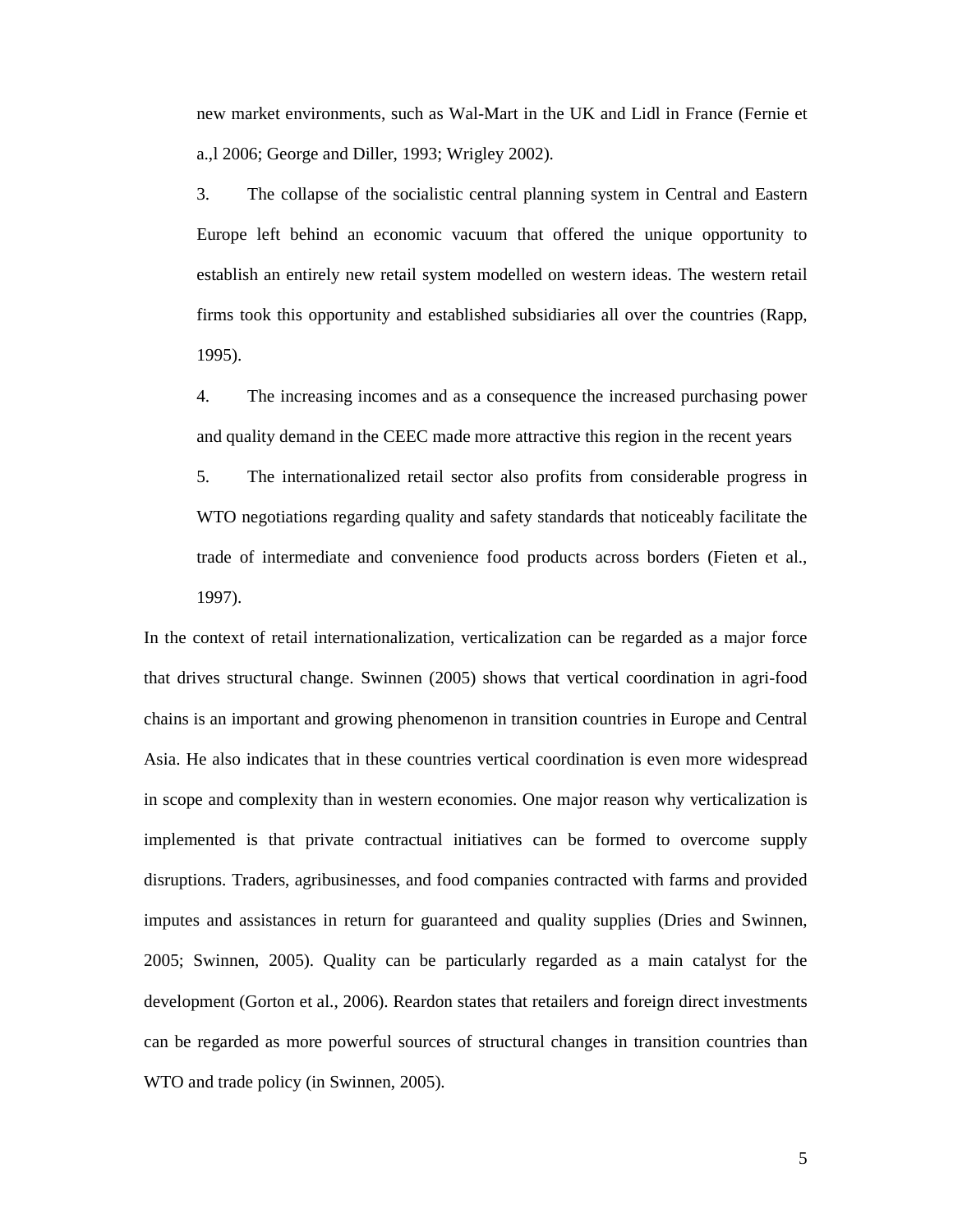new market environments, such as Wal-Mart in the UK and Lidl in France (Fernie et a.,l 2006; George and Diller, 1993; Wrigley 2002).

3. The collapse of the socialistic central planning system in Central and Eastern Europe left behind an economic vacuum that offered the unique opportunity to establish an entirely new retail system modelled on western ideas. The western retail firms took this opportunity and established subsidiaries all over the countries (Rapp, 1995).

4. The increasing incomes and as a consequence the increased purchasing power and quality demand in the CEEC made more attractive this region in the recent years

5. The internationalized retail sector also profits from considerable progress in WTO negotiations regarding quality and safety standards that noticeably facilitate the trade of intermediate and convenience food products across borders (Fieten et al., 1997).

In the context of retail internationalization, verticalization can be regarded as a major force that drives structural change. Swinnen (2005) shows that vertical coordination in agri-food chains is an important and growing phenomenon in transition countries in Europe and Central Asia. He also indicates that in these countries vertical coordination is even more widespread in scope and complexity than in western economies. One major reason why verticalization is implemented is that private contractual initiatives can be formed to overcome supply disruptions. Traders, agribusinesses, and food companies contracted with farms and provided imputes and assistances in return for guaranteed and quality supplies (Dries and Swinnen, 2005; Swinnen, 2005). Quality can be particularly regarded as a main catalyst for the development (Gorton et al., 2006). Reardon states that retailers and foreign direct investments can be regarded as more powerful sources of structural changes in transition countries than WTO and trade policy (in Swinnen, 2005).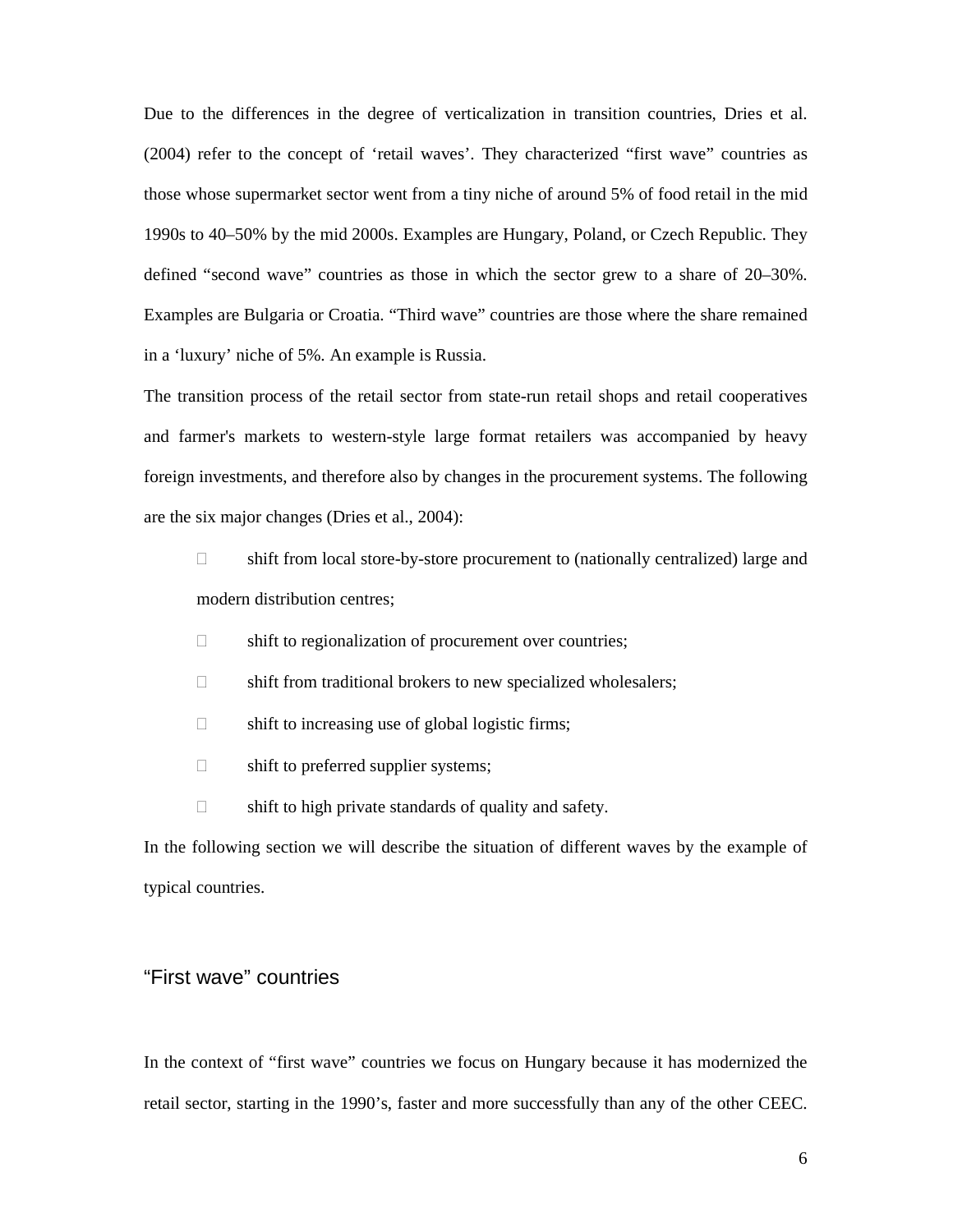Due to the differences in the degree of verticalization in transition countries, Dries et al. (2004) refer to the concept of 'retail waves'. They characterized "first wave" countries as those whose supermarket sector went from a tiny niche of around 5% of food retail in the mid 1990s to 40–50% by the mid 2000s. Examples are Hungary, Poland, or Czech Republic. They defined "second wave" countries as those in which the sector grew to a share of 20–30%. Examples are Bulgaria or Croatia. "Third wave" countries are those where the share remained in a 'luxury' niche of 5%. An example is Russia.

The transition process of the retail sector from state-run retail shops and retail cooperatives and farmer's markets to western-style large format retailers was accompanied by heavy foreign investments, and therefore also by changes in the procurement systems. The following are the six major changes (Dries et al., 2004):

- shift from local store-by-store procurement to (nationally centralized) large and modern distribution centres;
- shift to regionalization of procurement over countries;
- shift from traditional brokers to new specialized wholesalers;
- shift to increasing use of global logistic firms;
- shift to preferred supplier systems;
- shift to high private standards of quality and safety.

In the following section we will describe the situation of different waves by the example of typical countries.

## "First wave" countries

In the context of "first wave" countries we focus on Hungary because it has modernized the retail sector, starting in the 1990's, faster and more successfully than any of the other CEEC.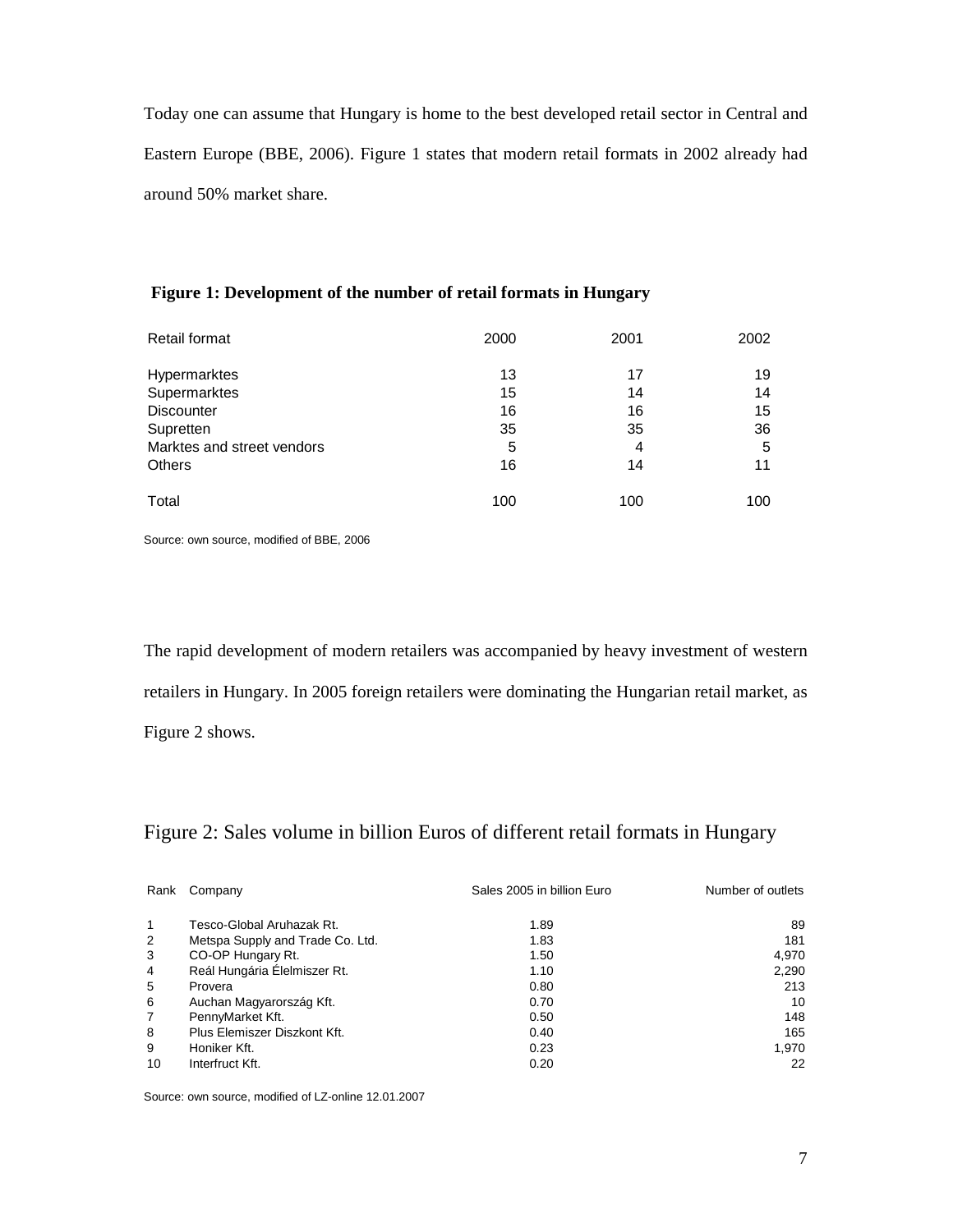Today one can assume that Hungary is home to the best developed retail sector in Central and Eastern Europe (BBE, 2006). Figure 1 states that modern retail formats in 2002 already had around 50% market share.

**Figure 1: Development of the number of retail formats in Hungary**

| Retail format | 2000 | 2001 | 2002 |
|---|---|---|---|
| Hypermarktes | 13 | 17 | 19 |
| Supermarktes | 15 | 14 | 14 |
| Discounter | 16 | 16 | 15 |
| Supretten | 35 | 35 | 36 |
| Marktes and street vendors | 5 | 4 | 5 |
| Others | 16 | 14 | 11 |
| Total | 100 | 100 | 100 |

Source: own source, modified of BBE, 2006

The rapid development of modern retailers was accompanied by heavy investment of western retailers in Hungary. In 2005 foreign retailers were dominating the Hungarian retail market, as Figure 2 shows.

Figure 2: Sales volume in billion Euros of different retail formats in Hungary

| Rank | Company | Sales 2005 in billion Euro | Number of outlets |
|---|---|---|---|
| 1 | Tesco-Global Aruhazak Rt. | 1.89 | 89 |
| 2 | Metspa Supply and Trade Co. Ltd. | 1.83 | 181 |
| 3 | CO-OP Hungary Rt. | 1.50 | 4,970 |
| 4 | Reál Hungária Élelmiszer Rt. | 1.10 | 2,290 |
| 5 | Provera | 0.80 | 213 |
| 6 | Auchan Magyarország Kft. | 0.70 | 10 |
| 7 | PennyMarket Kft. | 0.50 | 148 |
| 8 | Plus Elemiszer Diszkont Kft. | 0.40 | 165 |
| 9 | Honiker Kft. | 0.23 | 1,970 |
| 10 | Interfruct Kft. | 0.20 | 22 |

Source: own source, modified of LZ-online 12.01.2007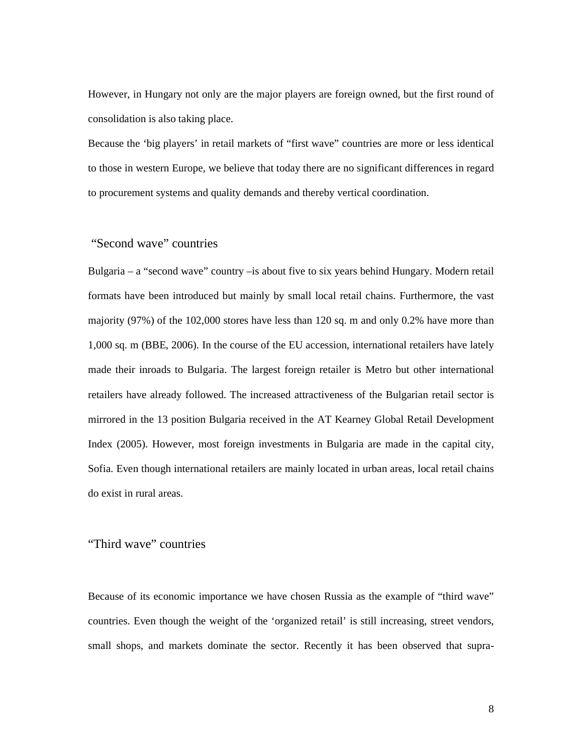However, in Hungary not only are the major players are foreign owned, but the first round of consolidation is also taking place.

Because the 'big players' in retail markets of "first wave" countries are more or less identical to those in western Europe, we believe that today there are no significant differences in regard to procurement systems and quality demands and thereby vertical coordination.

## "Second wave" countries

Bulgaria – a "second wave" country –is about five to six years behind Hungary. Modern retail formats have been introduced but mainly by small local retail chains. Furthermore, the vast majority (97%) of the 102,000 stores have less than 120 sq. m and only 0.2% have more than 1,000 sq. m (BBE, 2006). In the course of the EU accession, international retailers have lately made their inroads to Bulgaria. The largest foreign retailer is Metro but other international retailers have already followed. The increased attractiveness of the Bulgarian retail sector is mirrored in the 13 position Bulgaria received in the AT Kearney Global Retail Development Index (2005). However, most foreign investments in Bulgaria are made in the capital city, Sofia. Even though international retailers are mainly located in urban areas, local retail chains do exist in rural areas.

## "Third wave" countries

Because of its economic importance we have chosen Russia as the example of "third wave" countries. Even though the weight of the 'organized retail' is still increasing, street vendors, small shops, and markets dominate the sector. Recently it has been observed that supra-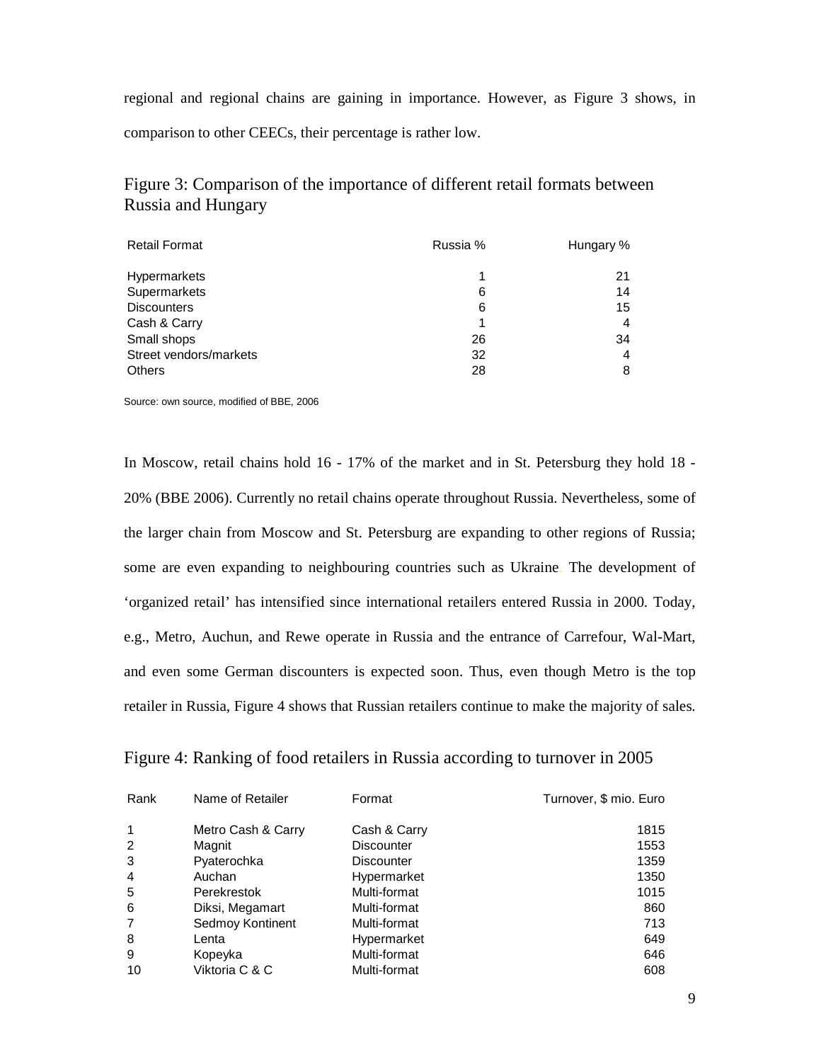regional and regional chains are gaining in importance. However, as Figure 3 shows, in comparison to other CEECs, their percentage is rather low.

Figure 3: Comparison of the importance of different retail formats between Russia and Hungary

| Retail Format | Russia % | Hungary % |
|---|---|---|
| Hypermarkets | 1 | 21 |
| Supermarkets | 6 | 14 |
| Discounters | 6 | 15 |
| Cash & Carry | 1 | 4 |
| Small shops | 26 | 34 |
| Street vendors/markets | 32 | 4 |
| Others | 28 | 8 |

Source: own source, modified of BBE, 2006

In Moscow, retail chains hold 16 - 17% of the market and in St. Petersburg they hold 18 - 20% (BBE 2006). Currently no retail chains operate throughout Russia. Nevertheless, some of the larger chain from Moscow and St. Petersburg are expanding to other regions of Russia; some are even expanding to neighbouring countries such as Ukraine. The development of 'organized retail' has intensified since international retailers entered Russia in 2000. Today, e.g., Metro, Auchun, and Rewe operate in Russia and the entrance of Carrefour, Wal-Mart, and even some German discounters is expected soon. Thus, even though Metro is the top retailer in Russia, Figure 4 shows that Russian retailers continue to make the majority of sales.

Figure 4: Ranking of food retailers in Russia according to turnover in 2005

| Rank | Name of Retailer | Format | Turnover, $ mio. Euro |
|---|---|---|---|
| 1 | Metro Cash & Carry | Cash & Carry | 1815 |
| 2 | Magnit | Discounter | 1553 |
| 3 | Pyaterochka | Discounter | 1359 |
| 4 | Auchan | Hypermarket | 1350 |
| 5 | Perekrestok | Multi-format | 1015 |
| 6 | Diksi, Megamart | Multi-format | 860 |
| 7 | Sedmoy Kontinent | Multi-format | 713 |
| 8 | Lenta | Hypermarket | 649 |
| 9 | Kopeyka | Multi-format | 646 |
| 10 | Viktoria C & C | Multi-format | 608 |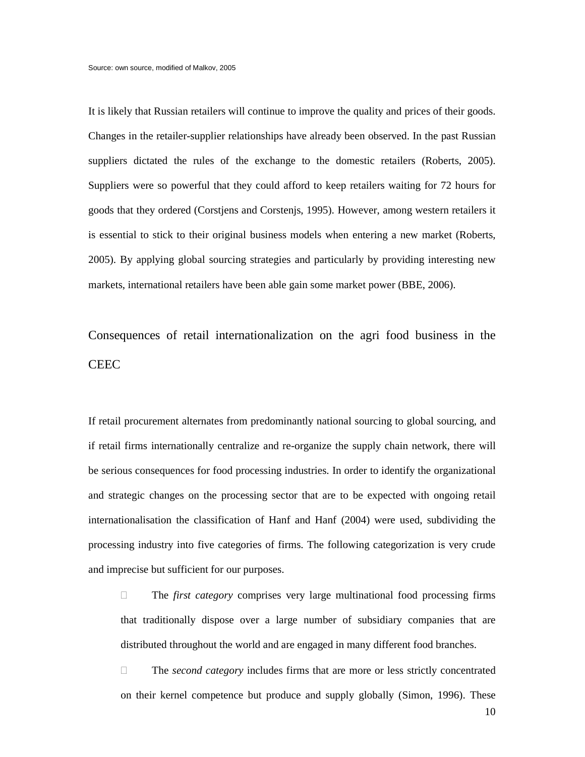Source: own source, modified of Malkov, 2005

It is likely that Russian retailers will continue to improve the quality and prices of their goods. Changes in the retailer-supplier relationships have already been observed. In the past Russian suppliers dictated the rules of the exchange to the domestic retailers (Roberts, 2005). Suppliers were so powerful that they could afford to keep retailers waiting for 72 hours for goods that they ordered (Corstjens and Corstenjs, 1995). However, among western retailers it is essential to stick to their original business models when entering a new market (Roberts, 2005). By applying global sourcing strategies and particularly by providing interesting new markets, international retailers have been able gain some market power (BBE, 2006).

## Consequences of retail internationalization on the agri food business in the CEEC

If retail procurement alternates from predominantly national sourcing to global sourcing, and if retail firms internationally centralize and re-organize the supply chain network, there will be serious consequences for food processing industries. In order to identify the organizational and strategic changes on the processing sector that are to be expected with ongoing retail internationalisation the classification of Hanf and Hanf (2004) were used, subdividing the processing industry into five categories of firms. The following categorization is very crude and imprecise but sufficient for our purposes.

- The *first category* comprises very large multinational food processing firms that traditionally dispose over a large number of subsidiary companies that are distributed throughout the world and are engaged in many different food branches.
- The *second category* includes firms that are more or less strictly concentrated on their kernel competence but produce and supply globally (Simon, 1996). These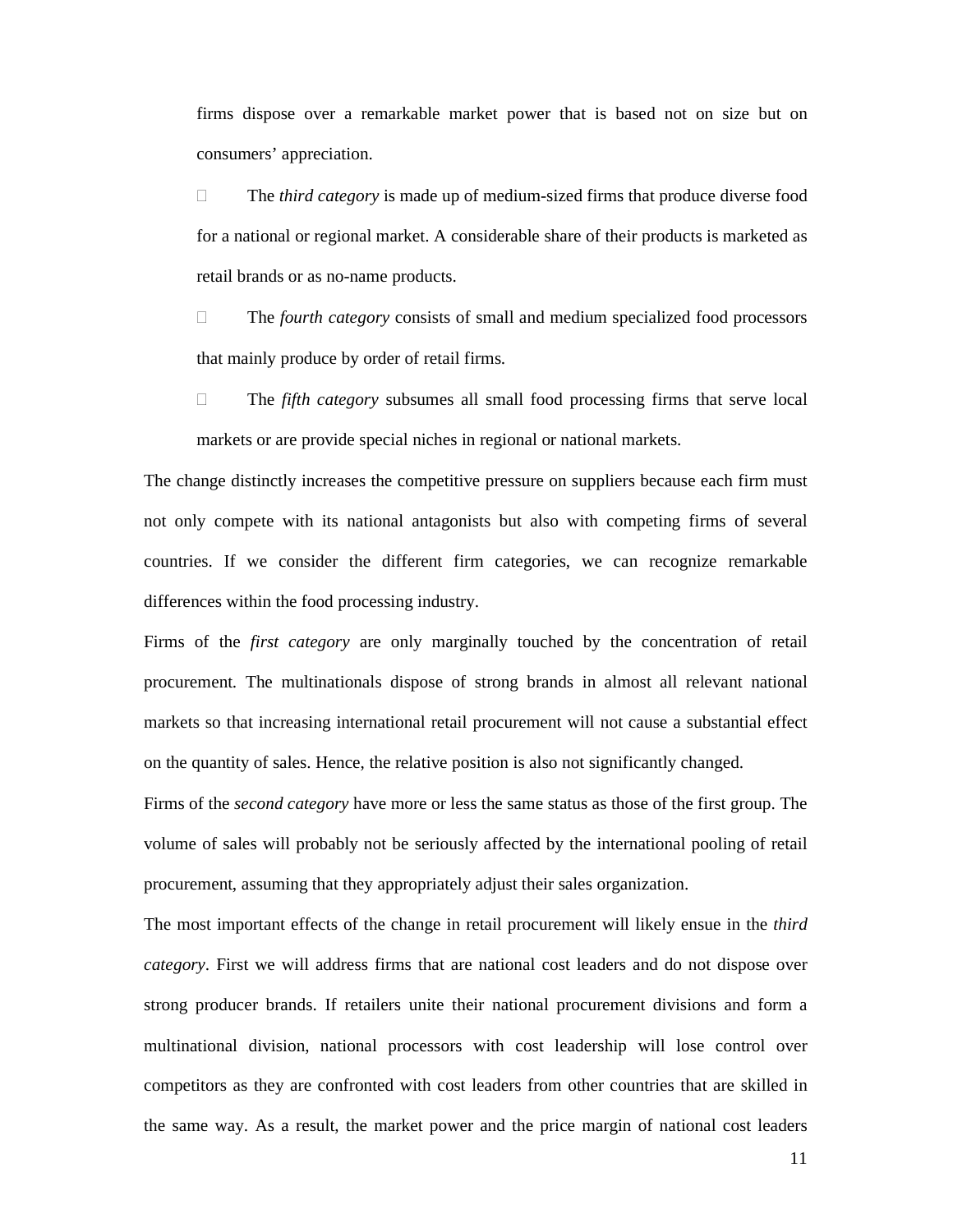firms dispose over a remarkable market power that is based not on size but on consumers' appreciation.

- The *third category* is made up of medium-sized firms that produce diverse food for a national or regional market. A considerable share of their products is marketed as retail brands or as no-name products.
- The *fourth category* consists of small and medium specialized food processors that mainly produce by order of retail firms.
- The *fifth category* subsumes all small food processing firms that serve local markets or are provide special niches in regional or national markets.

The change distinctly increases the competitive pressure on suppliers because each firm must not only compete with its national antagonists but also with competing firms of several countries. If we consider the different firm categories, we can recognize remarkable differences within the food processing industry.

Firms of the *first category* are only marginally touched by the concentration of retail procurement. The multinationals dispose of strong brands in almost all relevant national markets so that increasing international retail procurement will not cause a substantial effect on the quantity of sales. Hence, the relative position is also not significantly changed.

Firms of the *second category* have more or less the same status as those of the first group. The volume of sales will probably not be seriously affected by the international pooling of retail procurement, assuming that they appropriately adjust their sales organization.

The most important effects of the change in retail procurement will likely ensue in the *third category*. First we will address firms that are national cost leaders and do not dispose over strong producer brands. If retailers unite their national procurement divisions and form a multinational division, national processors with cost leadership will lose control over competitors as they are confronted with cost leaders from other countries that are skilled in the same way. As a result, the market power and the price margin of national cost leaders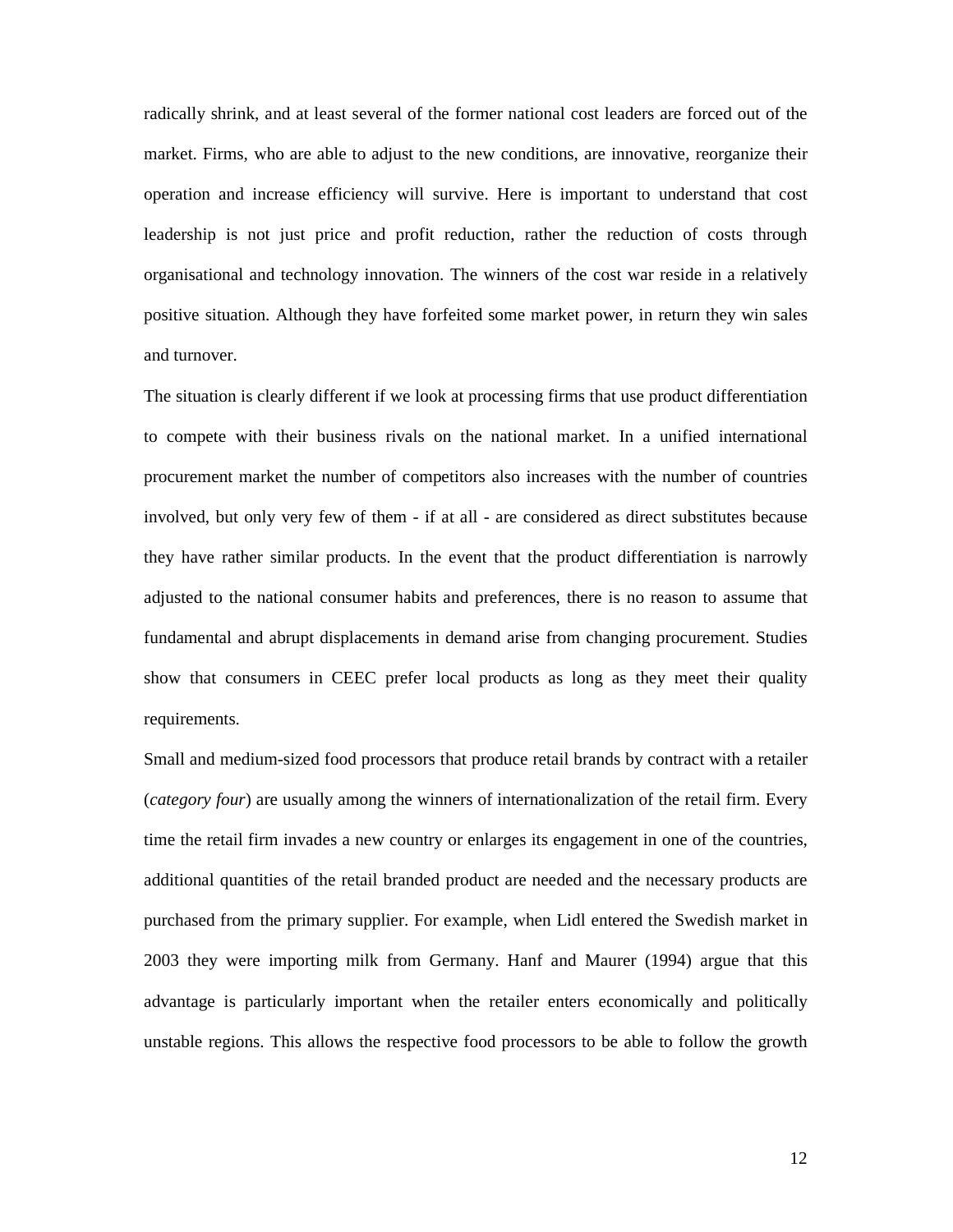radically shrink, and at least several of the former national cost leaders are forced out of the market. Firms, who are able to adjust to the new conditions, are innovative, reorganize their operation and increase efficiency will survive. Here is important to understand that cost leadership is not just price and profit reduction, rather the reduction of costs through organisational and technology innovation. The winners of the cost war reside in a relatively positive situation. Although they have forfeited some market power, in return they win sales and turnover.

The situation is clearly different if we look at processing firms that use product differentiation to compete with their business rivals on the national market. In a unified international procurement market the number of competitors also increases with the number of countries involved, but only very few of them - if at all - are considered as direct substitutes because they have rather similar products. In the event that the product differentiation is narrowly adjusted to the national consumer habits and preferences, there is no reason to assume that fundamental and abrupt displacements in demand arise from changing procurement. Studies show that consumers in CEEC prefer local products as long as they meet their quality requirements.

Small and medium-sized food processors that produce retail brands by contract with a retailer (*category four*) are usually among the winners of internationalization of the retail firm. Every time the retail firm invades a new country or enlarges its engagement in one of the countries, additional quantities of the retail branded product are needed and the necessary products are purchased from the primary supplier. For example, when Lidl entered the Swedish market in 2003 they were importing milk from Germany. Hanf and Maurer (1994) argue that this advantage is particularly important when the retailer enters economically and politically unstable regions. This allows the respective food processors to be able to follow the growth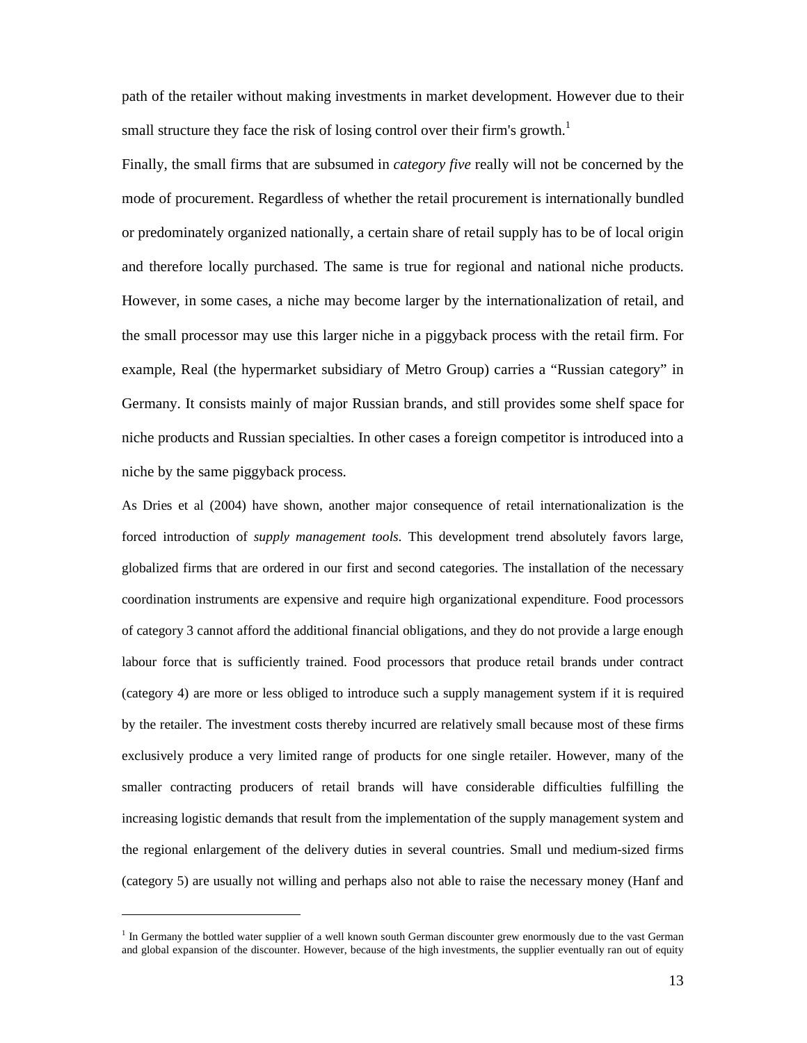path of the retailer without making investments in market development. However due to their small structure they face the risk of losing control over their firm's growth.[1]

Finally, the small firms that are subsumed in *category five* really will not be concerned by the mode of procurement. Regardless of whether the retail procurement is internationally bundled or predominately organized nationally, a certain share of retail supply has to be of local origin and therefore locally purchased. The same is true for regional and national niche products. However, in some cases, a niche may become larger by the internationalization of retail, and the small processor may use this larger niche in a piggyback process with the retail firm. For example, Real (the hypermarket subsidiary of Metro Group) carries a "Russian category" in Germany. It consists mainly of major Russian brands, and still provides some shelf space for niche products and Russian specialties. In other cases a foreign competitor is introduced into a niche by the same piggyback process.

As Dries et al (2004) have shown, another major consequence of retail internationalization is the forced introduction of *supply management tools*. This development trend absolutely favors large, globalized firms that are ordered in our first and second categories. The installation of the necessary coordination instruments are expensive and require high organizational expenditure. Food processors of category 3 cannot afford the additional financial obligations, and they do not provide a large enough labour force that is sufficiently trained. Food processors that produce retail brands under contract (category 4) are more or less obliged to introduce such a supply management system if it is required by the retailer. The investment costs thereby incurred are relatively small because most of these firms exclusively produce a very limited range of products for one single retailer. However, many of the smaller contracting producers of retail brands will have considerable difficulties fulfilling the increasing logistic demands that result from the implementation of the supply management system and the regional enlargement of the delivery duties in several countries. Small und medium-sized firms (category 5) are usually not willing and perhaps also not able to raise the necessary money (Hanf and

[1] In Germany the bottled water supplier of a well known south German discounter grew enormously due to the vast German and global expansion of the discounter. However, because of the high investments, the supplier eventually ran out of equity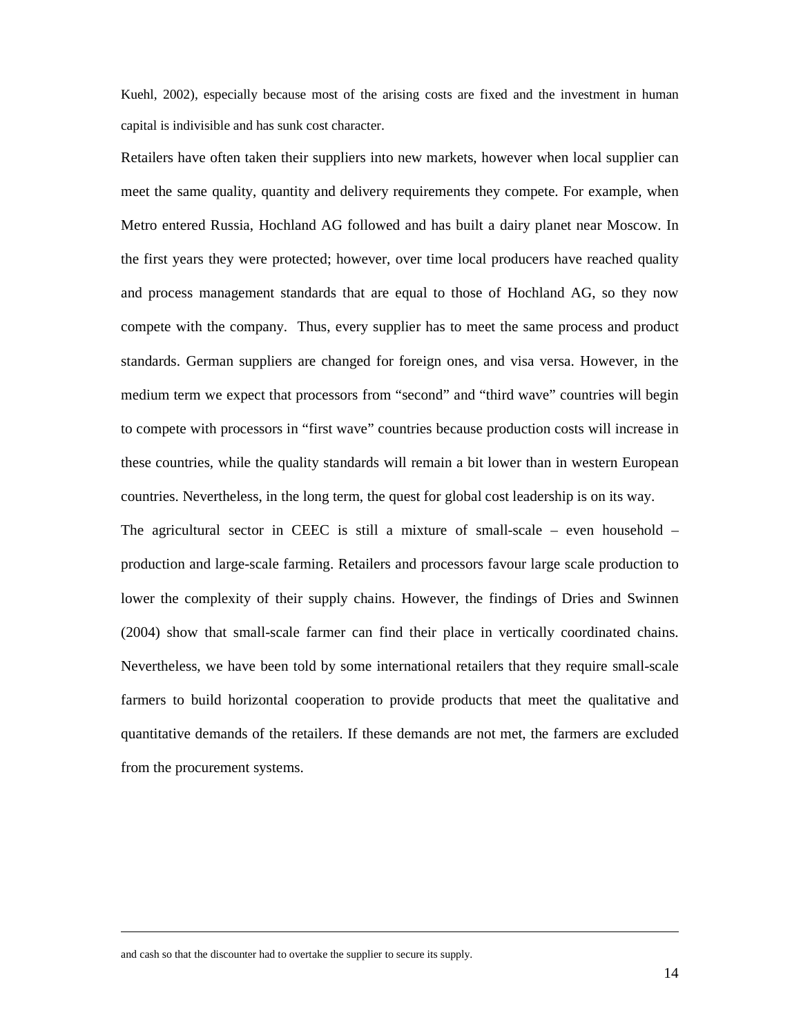Kuehl, 2002), especially because most of the arising costs are fixed and the investment in human capital is indivisible and has sunk cost character.

Retailers have often taken their suppliers into new markets, however when local supplier can meet the same quality, quantity and delivery requirements they compete. For example, when Metro entered Russia, Hochland AG followed and has built a dairy planet near Moscow. In the first years they were protected; however, over time local producers have reached quality and process management standards that are equal to those of Hochland AG, so they now compete with the company. Thus, every supplier has to meet the same process and product standards. German suppliers are changed for foreign ones, and visa versa. However, in the medium term we expect that processors from "second" and "third wave" countries will begin to compete with processors in "first wave" countries because production costs will increase in these countries, while the quality standards will remain a bit lower than in western European countries. Nevertheless, in the long term, the quest for global cost leadership is on its way.

The agricultural sector in CEEC is still a mixture of small-scale – even household – production and large-scale farming. Retailers and processors favour large scale production to lower the complexity of their supply chains. However, the findings of Dries and Swinnen (2004) show that small-scale farmer can find their place in vertically coordinated chains. Nevertheless, we have been told by some international retailers that they require small-scale farmers to build horizontal cooperation to provide products that meet the qualitative and quantitative demands of the retailers. If these demands are not met, the farmers are excluded from the procurement systems.

---

and cash so that the discounter had to overtake the supplier to secure its supply.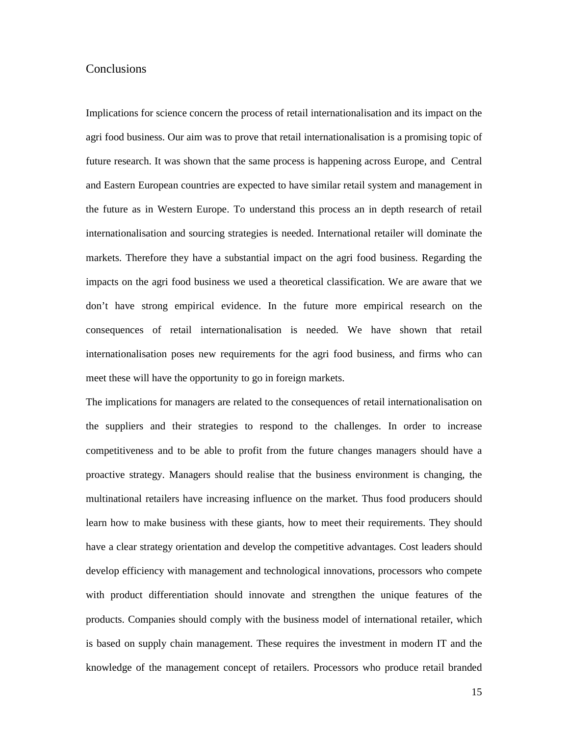# Conclusions

Implications for science concern the process of retail internationalisation and its impact on the agri food business. Our aim was to prove that retail internationalisation is a promising topic of future research. It was shown that the same process is happening across Europe, and Central and Eastern European countries are expected to have similar retail system and management in the future as in Western Europe. To understand this process an in depth research of retail internationalisation and sourcing strategies is needed. International retailer will dominate the markets. Therefore they have a substantial impact on the agri food business. Regarding the impacts on the agri food business we used a theoretical classification. We are aware that we don't have strong empirical evidence. In the future more empirical research on the consequences of retail internationalisation is needed. We have shown that retail internationalisation poses new requirements for the agri food business, and firms who can meet these will have the opportunity to go in foreign markets.

The implications for managers are related to the consequences of retail internationalisation on the suppliers and their strategies to respond to the challenges. In order to increase competitiveness and to be able to profit from the future changes managers should have a proactive strategy. Managers should realise that the business environment is changing, the multinational retailers have increasing influence on the market. Thus food producers should learn how to make business with these giants, how to meet their requirements. They should have a clear strategy orientation and develop the competitive advantages. Cost leaders should develop efficiency with management and technological innovations, processors who compete with product differentiation should innovate and strengthen the unique features of the products. Companies should comply with the business model of international retailer, which is based on supply chain management. These requires the investment in modern IT and the knowledge of the management concept of retailers. Processors who produce retail branded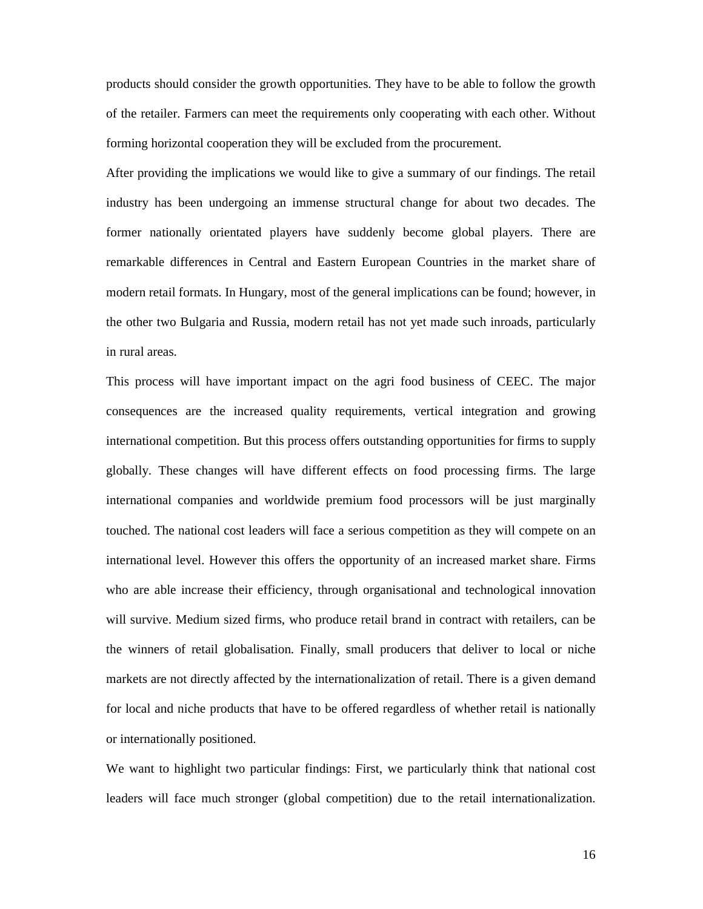products should consider the growth opportunities. They have to be able to follow the growth of the retailer. Farmers can meet the requirements only cooperating with each other. Without forming horizontal cooperation they will be excluded from the procurement.

After providing the implications we would like to give a summary of our findings. The retail industry has been undergoing an immense structural change for about two decades. The former nationally orientated players have suddenly become global players. There are remarkable differences in Central and Eastern European Countries in the market share of modern retail formats. In Hungary, most of the general implications can be found; however, in the other two Bulgaria and Russia, modern retail has not yet made such inroads, particularly in rural areas.

This process will have important impact on the agri food business of CEEC. The major consequences are the increased quality requirements, vertical integration and growing international competition. But this process offers outstanding opportunities for firms to supply globally. These changes will have different effects on food processing firms. The large international companies and worldwide premium food processors will be just marginally touched. The national cost leaders will face a serious competition as they will compete on an international level. However this offers the opportunity of an increased market share. Firms who are able increase their efficiency, through organisational and technological innovation will survive. Medium sized firms, who produce retail brand in contract with retailers, can be the winners of retail globalisation. Finally, small producers that deliver to local or niche markets are not directly affected by the internationalization of retail. There is a given demand for local and niche products that have to be offered regardless of whether retail is nationally or internationally positioned.

We want to highlight two particular findings: First, we particularly think that national cost leaders will face much stronger (global competition) due to the retail internationalization.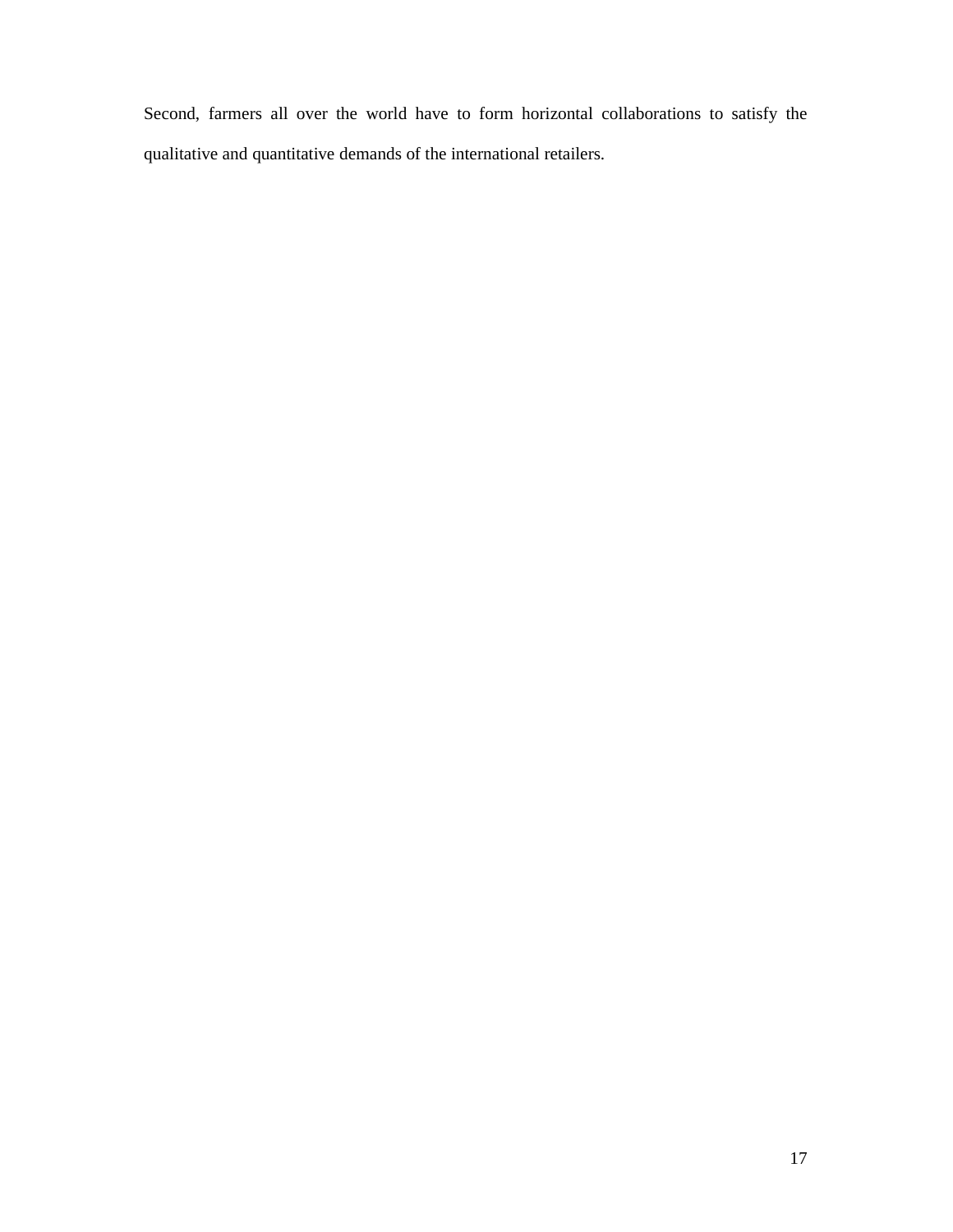Second, farmers all over the world have to form horizontal collaborations to satisfy the qualitative and quantitative demands of the international retailers.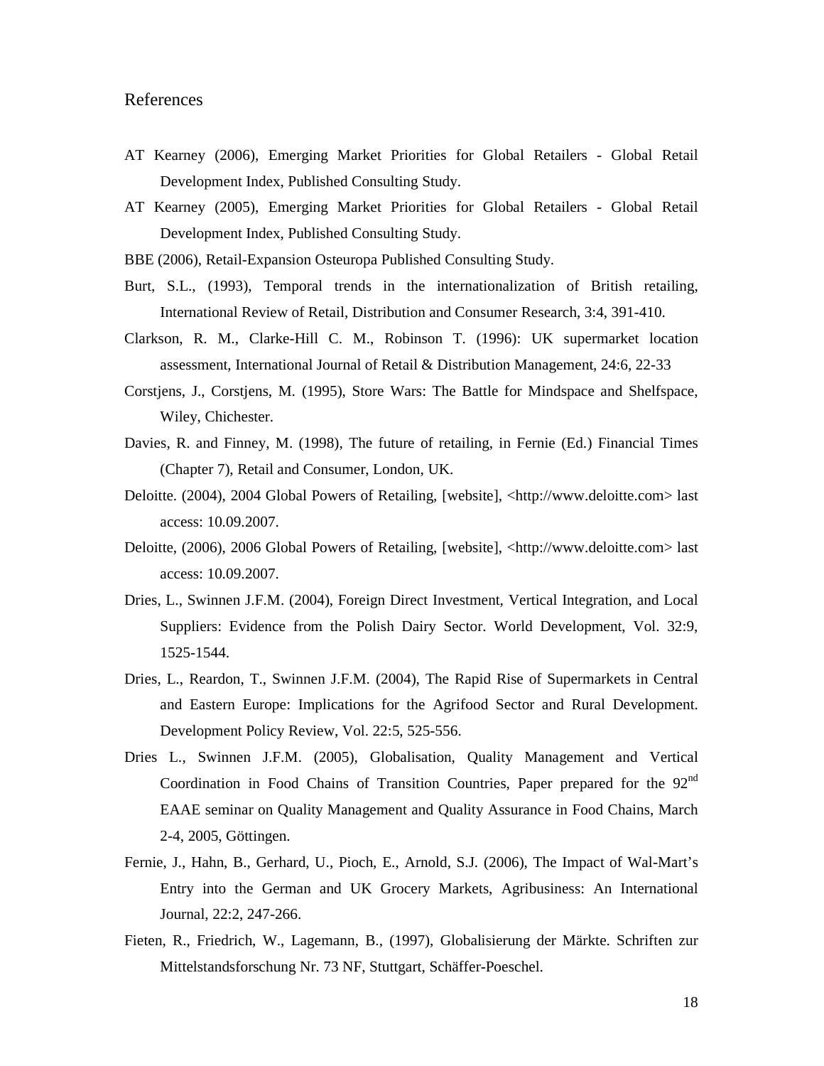# References

AT Kearney (2006), Emerging Market Priorities for Global Retailers - Global Retail Development Index, Published Consulting Study.

AT Kearney (2005), Emerging Market Priorities for Global Retailers - Global Retail Development Index, Published Consulting Study.

BBE (2006), Retail-Expansion Osteuropa Published Consulting Study.

Burt, S.L., (1993), Temporal trends in the internationalization of British retailing, International Review of Retail, Distribution and Consumer Research, 3:4, 391-410.

Clarkson, R. M., Clarke-Hill C. M., Robinson T. (1996): UK supermarket location assessment, International Journal of Retail & Distribution Management, 24:6, 22-33

Corstjens, J., Corstjens, M. (1995), Store Wars: The Battle for Mindspace and Shelfspace, Wiley, Chichester.

Davies, R. and Finney, M. (1998), The future of retailing, in Fernie (Ed.) Financial Times (Chapter 7), Retail and Consumer, London, UK.

Deloitte. (2004), 2004 Global Powers of Retailing, [website], <http://www.deloitte.com> last access: 10.09.2007.

Deloitte, (2006), 2006 Global Powers of Retailing, [website], <http://www.deloitte.com> last access: 10.09.2007.

Dries, L., Swinnen J.F.M. (2004), Foreign Direct Investment, Vertical Integration, and Local Suppliers: Evidence from the Polish Dairy Sector. World Development, Vol. 32:9, 1525-1544.

Dries, L., Reardon, T., Swinnen J.F.M. (2004), The Rapid Rise of Supermarkets in Central and Eastern Europe: Implications for the Agrifood Sector and Rural Development. Development Policy Review, Vol. 22:5, 525-556.

Dries L., Swinnen J.F.M. (2005), Globalisation, Quality Management and Vertical Coordination in Food Chains of Transition Countries, Paper prepared for the 92nd EAAE seminar on Quality Management and Quality Assurance in Food Chains, March 2-4, 2005, Göttingen.

Fernie, J., Hahn, B., Gerhard, U., Pioch, E., Arnold, S.J. (2006), The Impact of Wal-Mart's Entry into the German and UK Grocery Markets, Agribusiness: An International Journal, 22:2, 247-266.

Fieten, R., Friedrich, W., Lagemann, B., (1997), Globalisierung der Märkte. Schriften zur Mittelstandsforschung Nr. 73 NF, Stuttgart, Schäffer-Poeschel.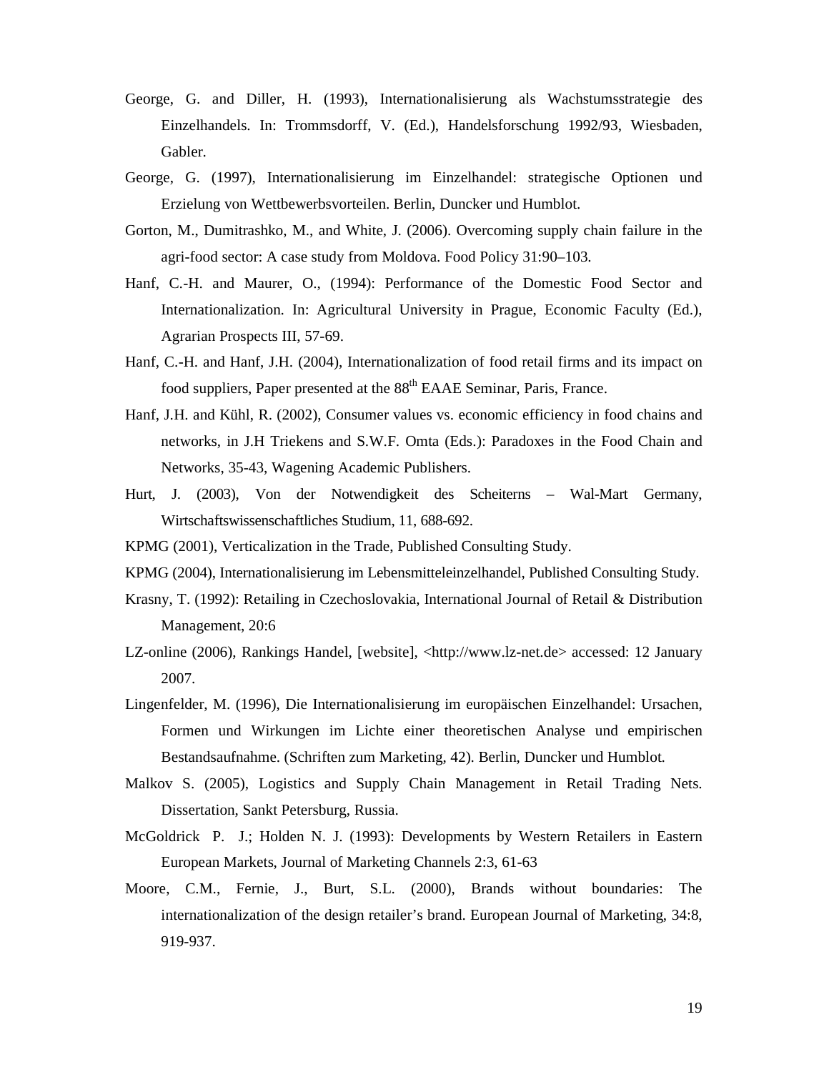George, G. and Diller, H. (1993), Internationalisierung als Wachstumsstrategie des Einzelhandels. In: Trommsdorff, V. (Ed.), Handelsforschung 1992/93, Wiesbaden, Gabler.

George, G. (1997), Internationalisierung im Einzelhandel: strategische Optionen und Erzielung von Wettbewerbsvorteilen. Berlin, Duncker und Humblot.

Gorton, M., Dumitrashko, M., and White, J. (2006). Overcoming supply chain failure in the agri-food sector: A case study from Moldova. Food Policy 31:90–103.

Hanf, C.-H. and Maurer, O., (1994): Performance of the Domestic Food Sector and Internationalization. In: Agricultural University in Prague, Economic Faculty (Ed.), Agrarian Prospects III, 57-69.

Hanf, C.-H. and Hanf, J.H. (2004), Internationalization of food retail firms and its impact on food suppliers, Paper presented at the 88th EAAE Seminar, Paris, France.

Hanf, J.H. and Kühl, R. (2002), Consumer values vs. economic efficiency in food chains and networks, in J.H Triekens and S.W.F. Omta (Eds.): Paradoxes in the Food Chain and Networks, 35-43, Wagening Academic Publishers.

Hurt, J. (2003), Von der Notwendigkeit des Scheiterns – Wal-Mart Germany, Wirtschaftswissenschaftliches Studium, 11, 688-692.

KPMG (2001), Verticalization in the Trade, Published Consulting Study.

KPMG (2004), Internationalisierung im Lebensmitteleinzelhandel, Published Consulting Study.

Krasny, T. (1992): Retailing in Czechoslovakia, International Journal of Retail & Distribution Management, 20:6

LZ-online (2006), Rankings Handel, [website], <http://www.lz-net.de> accessed: 12 January 2007.

Lingenfelder, M. (1996), Die Internationalisierung im europäischen Einzelhandel: Ursachen, Formen und Wirkungen im Lichte einer theoretischen Analyse und empirischen Bestandsaufnahme. (Schriften zum Marketing, 42). Berlin, Duncker und Humblot.

Malkov S. (2005), Logistics and Supply Chain Management in Retail Trading Nets. Dissertation, Sankt Petersburg, Russia.

McGoldrick P. J.; Holden N. J. (1993): Developments by Western Retailers in Eastern European Markets, Journal of Marketing Channels 2:3, 61-63

Moore, C.M., Fernie, J., Burt, S.L. (2000), Brands without boundaries: The internationalization of the design retailer's brand. European Journal of Marketing, 34:8, 919-937.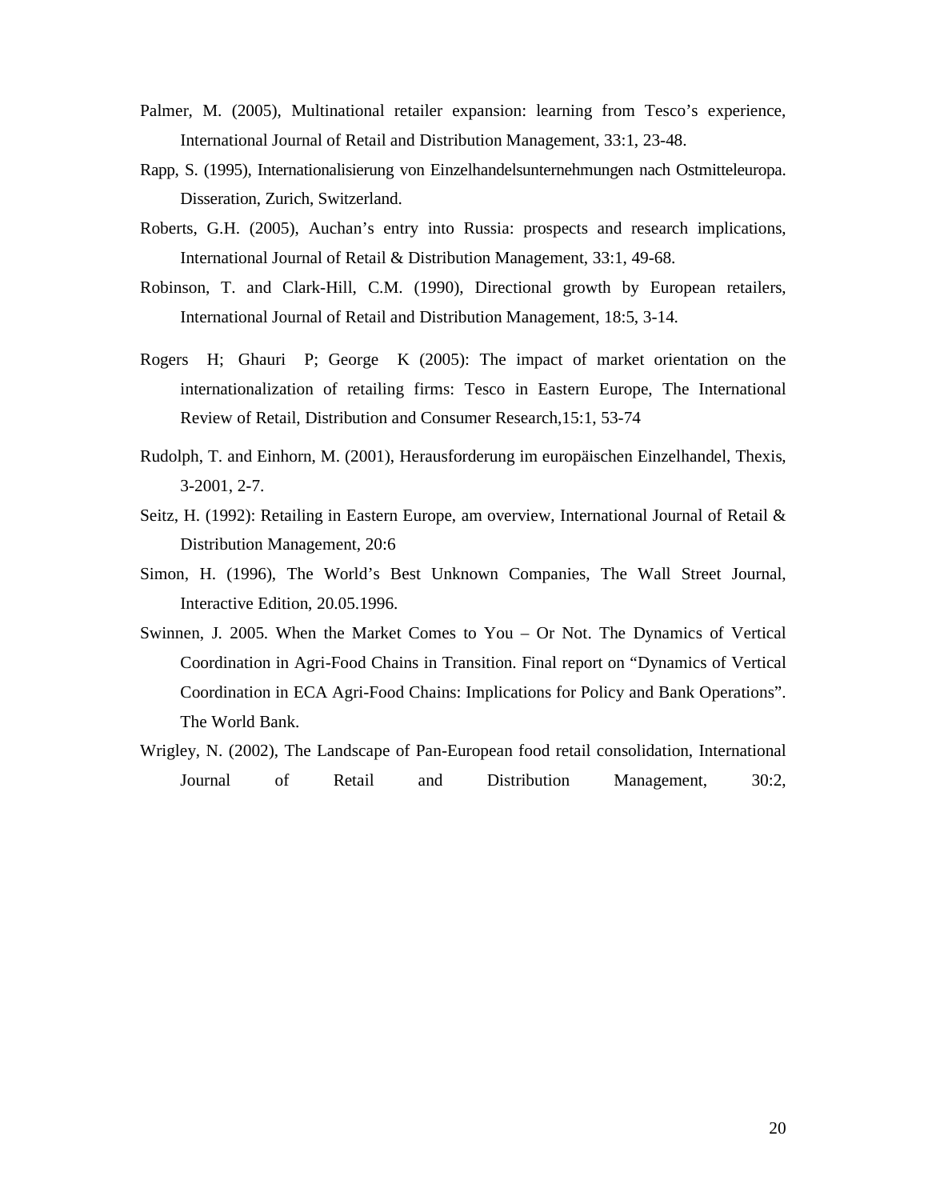Palmer, M. (2005), Multinational retailer expansion: learning from Tesco's experience, International Journal of Retail and Distribution Management, 33:1, 23-48.

Rapp, S. (1995), Internationalisierung von Einzelhandelsunternehmungen nach Ostmitteleuropa. Disseration, Zurich, Switzerland.

Roberts, G.H. (2005), Auchan's entry into Russia: prospects and research implications, International Journal of Retail & Distribution Management, 33:1, 49-68.

Robinson, T. and Clark-Hill, C.M. (1990), Directional growth by European retailers, International Journal of Retail and Distribution Management, 18:5, 3-14.

Rogers H; Ghauri P; George K (2005): The impact of market orientation on the internationalization of retailing firms: Tesco in Eastern Europe, The International Review of Retail, Distribution and Consumer Research,15:1, 53-74

Rudolph, T. and Einhorn, M. (2001), Herausforderung im europäischen Einzelhandel, Thexis, 3-2001, 2-7.

Seitz, H. (1992): Retailing in Eastern Europe, am overview, International Journal of Retail & Distribution Management, 20:6

Simon, H. (1996), The World's Best Unknown Companies, The Wall Street Journal, Interactive Edition, 20.05.1996.

Swinnen, J. 2005. When the Market Comes to You – Or Not. The Dynamics of Vertical Coordination in Agri-Food Chains in Transition. Final report on "Dynamics of Vertical Coordination in ECA Agri-Food Chains: Implications for Policy and Bank Operations". The World Bank.

Wrigley, N. (2002), The Landscape of Pan-European food retail consolidation, International Journal of Retail and Distribution Management, 30:2,